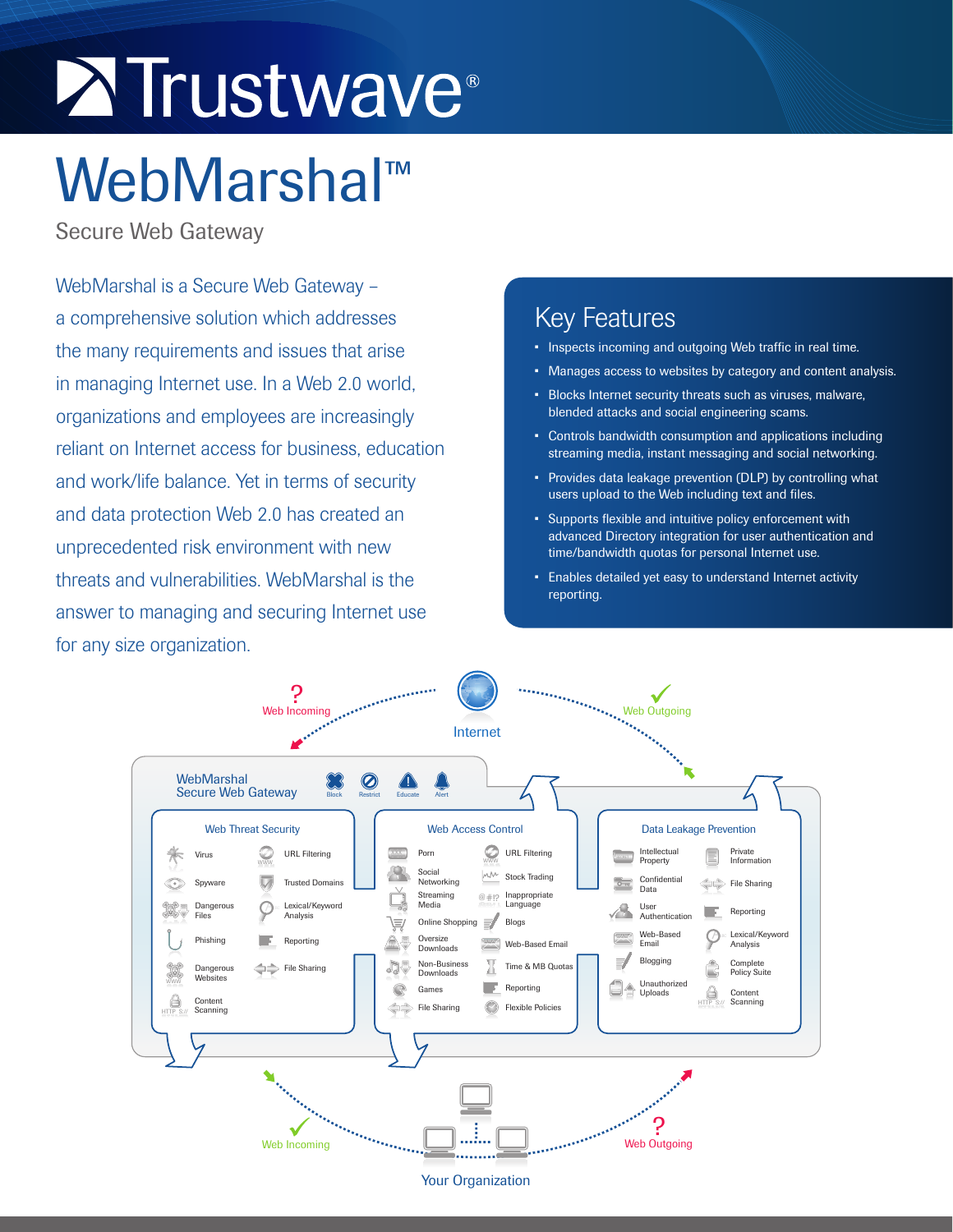# Trustwave®

# WebMarshal™

## Secure Web Gateway

WebMarshal is a Secure Web Gateway – a comprehensive solution which addresses the many requirements and issues that arise in managing Internet use. In a Web 2.0 world, organizations and employees are increasingly reliant on Internet access for business, education and work/life balance. Yet in terms of security and data protection Web 2.0 has created an unprecedented risk environment with new threats and vulnerabilities. WebMarshal is the answer to managing and securing Internet use for any size organization.

## Key Features

- Inspects incoming and outgoing Web traffic in real time.
- Manages access to websites by category and content analysis.
- Blocks Internet security threats such as viruses, malware, blended attacks and social engineering scams.
- Controls bandwidth consumption and applications including streaming media, instant messaging and social networking.
- Provides data leakage prevention (DLP) by controlling what users upload to the Web including text and files.
- Supports flexible and intuitive policy enforcement with advanced Directory integration for user authentication and time/bandwidth quotas for personal Internet use.
- Enables detailed yet easy to understand Internet activity reporting.

Internet

Web Incoming ? | Web Outgoing ✓

WebMarshal Secure Web Gateway — Block | Restrict | Educate | Alert

**Web Threat Security**

- Virus
- Spyware
- Dangerous Files
- Phishing
- Dangerous Websites
- Content Scanning
- URL Filtering
- Trusted Domains
- Lexical/Keyword Analysis
- Reporting
- File Sharing

**Web Access Control**

- Porn
- Social Networking
- Streaming Media
- Online Shopping
- Oversize Downloads
- Non-Business Downloads
- Games
- File Sharing
- URL Filtering
- Stock Trading
- Inappropriate Language
- Blogs
- Web-Based Email
- Time & MB Quotas
- Reporting
- Flexible Policies

**Data Leakage Prevention**

- Intellectual Property
- Confidential Data
- User Authentication
- Web-Based Email
- Blogging
- Unauthorized Uploads
- Private Information
- File Sharing
- Reporting
- Lexical/Keyword Analysis
- Complete Policy Suite
- Content Scanning

Web Incoming ✓ | Web Outgoing ?

Your Organization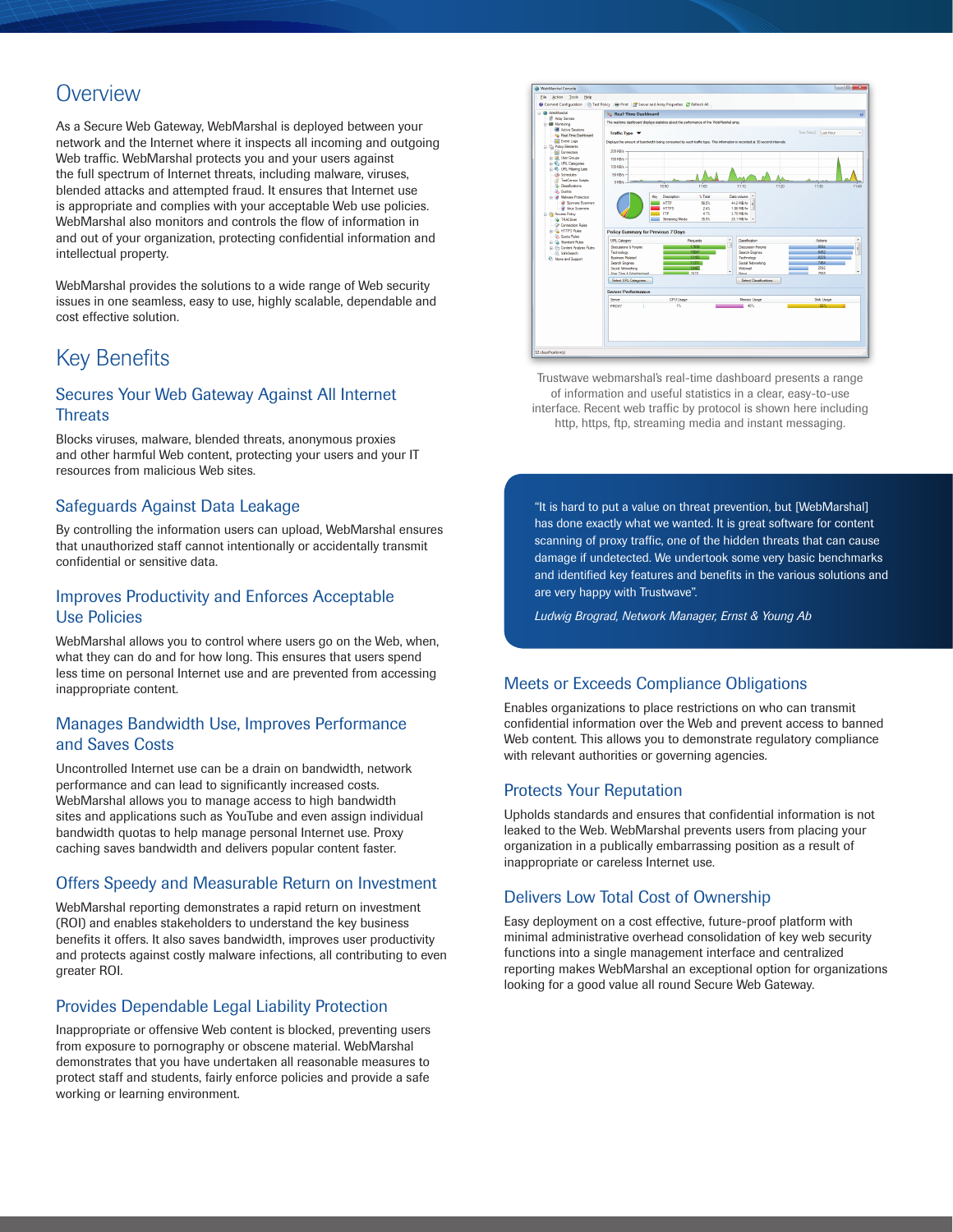## Overview

As a Secure Web Gateway, WebMarshal is deployed between your network and the Internet where it inspects all incoming and outgoing Web traffic. WebMarshal protects you and your users against the full spectrum of Internet threats, including malware, viruses, blended attacks and attempted fraud. It ensures that Internet use is appropriate and complies with your acceptable Web use policies. WebMarshal also monitors and controls the flow of information in and out of your organization, protecting confidential information and intellectual property.

WebMarshal provides the solutions to a wide range of Web security issues in one seamless, easy to use, highly scalable, dependable and cost effective solution.

## Key Benefits

### Secures Your Web Gateway Against All Internet Threats

Blocks viruses, malware, blended threats, anonymous proxies and other harmful Web content, protecting your users and your IT resources from malicious Web sites.

### Safeguards Against Data Leakage

By controlling the information users can upload, WebMarshal ensures that unauthorized staff cannot intentionally or accidentally transmit confidential or sensitive data.

### Improves Productivity and Enforces Acceptable Use Policies

WebMarshal allows you to control where users go on the Web, when, what they can do and for how long. This ensures that users spend less time on personal Internet use and are prevented from accessing inappropriate content.

### Manages Bandwidth Use, Improves Performance and Saves Costs

Uncontrolled Internet use can be a drain on bandwidth, network performance and can lead to significantly increased costs. WebMarshal allows you to manage access to high bandwidth sites and applications such as YouTube and even assign individual bandwidth quotas to help manage personal Internet use. Proxy caching saves bandwidth and delivers popular content faster.

### Offers Speedy and Measurable Return on Investment

WebMarshal reporting demonstrates a rapid return on investment (ROI) and enables stakeholders to understand the key business benefits it offers. It also saves bandwidth, improves user productivity and protects against costly malware infections, all contributing to even greater ROI.

### Provides Dependable Legal Liability Protection

Inappropriate or offensive Web content is blocked, preventing users from exposure to pornography or obscene material. WebMarshal demonstrates that you have undertaken all reasonable measures to protect staff and students, fairly enforce policies and provide a safe working or learning environment.

Trustwave webmarshal's real-time dashboard presents a range of information and useful statistics in a clear, easy-to-use interface. Recent web traffic by protocol is shown here including http, https, ftp, streaming media and instant messaging.

> "It is hard to put a value on threat prevention, but [WebMarshal] has done exactly what we wanted. It is great software for content scanning of proxy traffic, one of the hidden threats that can cause damage if undetected. We undertook some very basic benchmarks and identified key features and benefits in the various solutions and are very happy with Trustwave".
>
> *Ludwig Brograd, Network Manager, Ernst & Young Ab*

### Meets or Exceeds Compliance Obligations

Enables organizations to place restrictions on who can transmit confidential information over the Web and prevent access to banned Web content. This allows you to demonstrate regulatory compliance with relevant authorities or governing agencies.

### Protects Your Reputation

Upholds standards and ensures that confidential information is not leaked to the Web. WebMarshal prevents users from placing your organization in a publically embarrassing position as a result of inappropriate or careless Internet use.

### Delivers Low Total Cost of Ownership

Easy deployment on a cost effective, future-proof platform with minimal administrative overhead consolidation of key web security functions into a single management interface and centralized reporting makes WebMarshal an exceptional option for organizations looking for a good value all round Secure Web Gateway.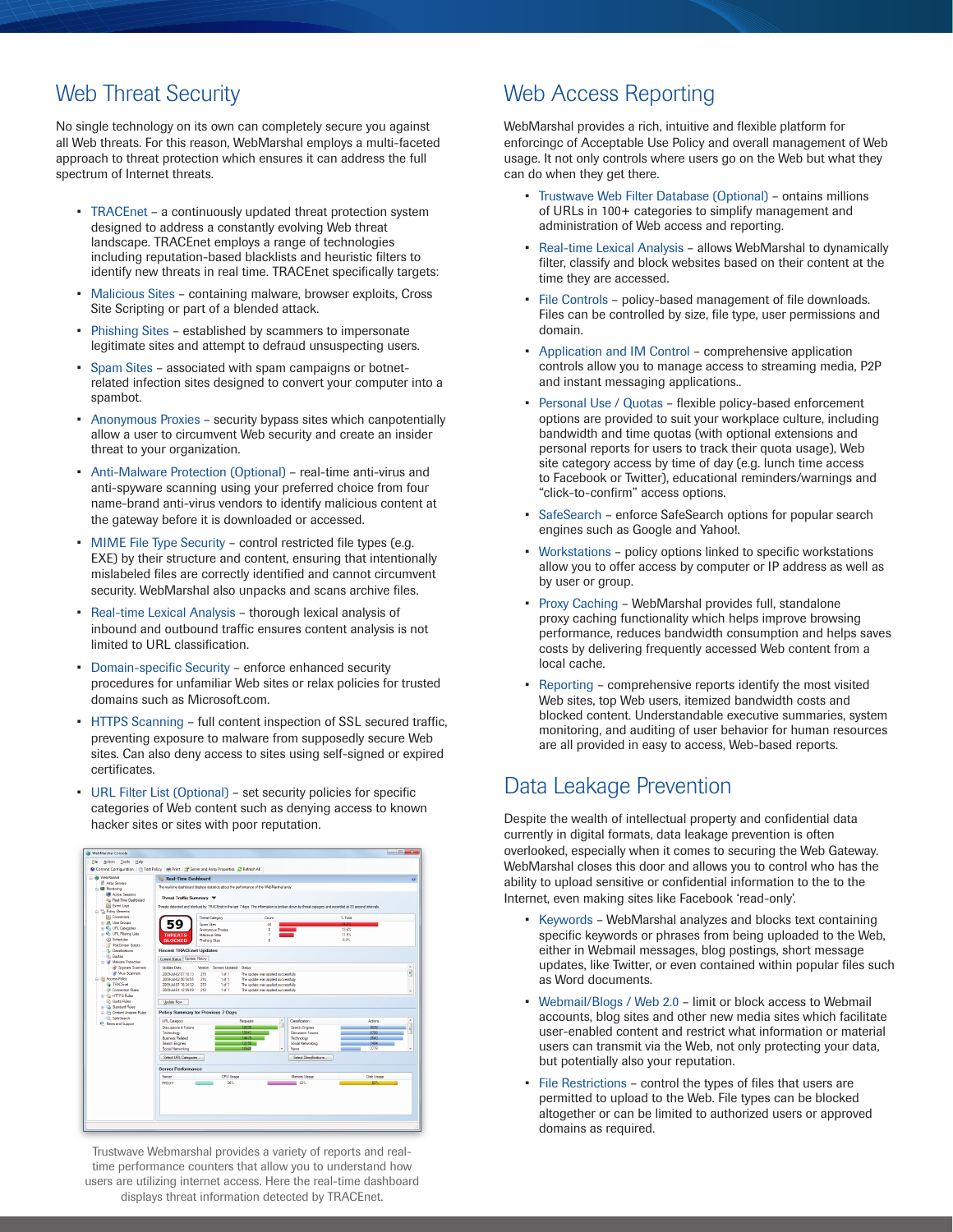## Web Threat Security

No single technology on its own can completely secure you against all Web threats. For this reason, WebMarshal employs a multi-faceted approach to threat protection which ensures it can address the full spectrum of Internet threats.

- TRACEnet – a continuously updated threat protection system designed to address a constantly evolving Web threat landscape. TRACEnet employs a range of technologies including reputation-based blacklists and heuristic filters to identify new threats in real time. TRACEnet specifically targets:
- Malicious Sites – containing malware, browser exploits, Cross Site Scripting or part of a blended attack.
- Phishing Sites – established by scammers to impersonate legitimate sites and attempt to defraud unsuspecting users.
- Spam Sites – associated with spam campaigns or botnet-related infection sites designed to convert your computer into a spambot.
- Anonymous Proxies – security bypass sites which canpotentially allow a user to circumvent Web security and create an insider threat to your organization.
- Anti-Malware Protection (Optional) – real-time anti-virus and anti-spyware scanning using your preferred choice from four name-brand anti-virus vendors to identify malicious content at the gateway before it is downloaded or accessed.
- MIME File Type Security – control restricted file types (e.g. EXE) by their structure and content, ensuring that intentionally mislabeled files are correctly identified and cannot circumvent security. WebMarshal also unpacks and scans archive files.
- Real-time Lexical Analysis – thorough lexical analysis of inbound and outbound traffic ensures content analysis is not limited to URL classification.
- Domain-specific Security – enforce enhanced security procedures for unfamiliar Web sites or relax policies for trusted domains such as Microsoft.com.
- HTTPS Scanning – full content inspection of SSL secured traffic, preventing exposure to malware from supposedly secure Web sites. Can also deny access to sites using self-signed or expired certificates.
- URL Filter List (Optional) – set security policies for specific categories of Web content such as denying access to known hacker sites or sites with poor reputation.

Trustwave Webmarshal provides a variety of reports and real-time performance counters that allow you to understand how users are utilizing internet access. Here the real-time dashboard displays threat information detected by TRACEnet.

## Web Access Reporting

WebMarshal provides a rich, intuitive and flexible platform for enforcingc of Acceptable Use Policy and overall management of Web usage. It not only controls where users go on the Web but what they can do when they get there.

- Trustwave Web Filter Database (Optional) – ontains millions of URLs in 100+ categories to simplify management and administration of Web access and reporting.
- Real-time Lexical Analysis – allows WebMarshal to dynamically filter, classify and block websites based on their content at the time they are accessed.
- File Controls – policy-based management of file downloads. Files can be controlled by size, file type, user permissions and domain.
- Application and IM Control – comprehensive application controls allow you to manage access to streaming media, P2P and instant messaging applications..
- Personal Use / Quotas – flexible policy-based enforcement options are provided to suit your workplace culture, including bandwidth and time quotas (with optional extensions and personal reports for users to track their quota usage), Web site category access by time of day (e.g. lunch time access to Facebook or Twitter), educational reminders/warnings and "click-to-confirm" access options.
- SafeSearch – enforce SafeSearch options for popular search engines such as Google and Yahoo!.
- Workstations – policy options linked to specific workstations allow you to offer access by computer or IP address as well as by user or group.
- Proxy Caching – WebMarshal provides full, standalone proxy caching functionality which helps improve browsing performance, reduces bandwidth consumption and helps saves costs by delivering frequently accessed Web content from a local cache.
- Reporting – comprehensive reports identify the most visited Web sites, top Web users, itemized bandwidth costs and blocked content. Understandable executive summaries, system monitoring, and auditing of user behavior for human resources are all provided in easy to access, Web-based reports.

## Data Leakage Prevention

Despite the wealth of intellectual property and confidential data currently in digital formats, data leakage prevention is often overlooked, especially when it comes to securing the Web Gateway. WebMarshal closes this door and allows you to control who has the ability to upload sensitive or confidential information to the to the Internet, even making sites like Facebook 'read-only'.

- Keywords – WebMarshal analyzes and blocks text containing specific keywords or phrases from being uploaded to the Web, either in Webmail messages, blog postings, short message updates, like Twitter, or even contained within popular files such as Word documents.
- Webmail/Blogs / Web 2.0 – limit or block access to Webmail accounts, blog sites and other new media sites which facilitate user-enabled content and restrict what information or material users can transmit via the Web, not only protecting your data, but potentially also your reputation.
- File Restrictions – control the types of files that users are permitted to upload to the Web. File types can be blocked altogether or can be limited to authorized users or approved domains as required.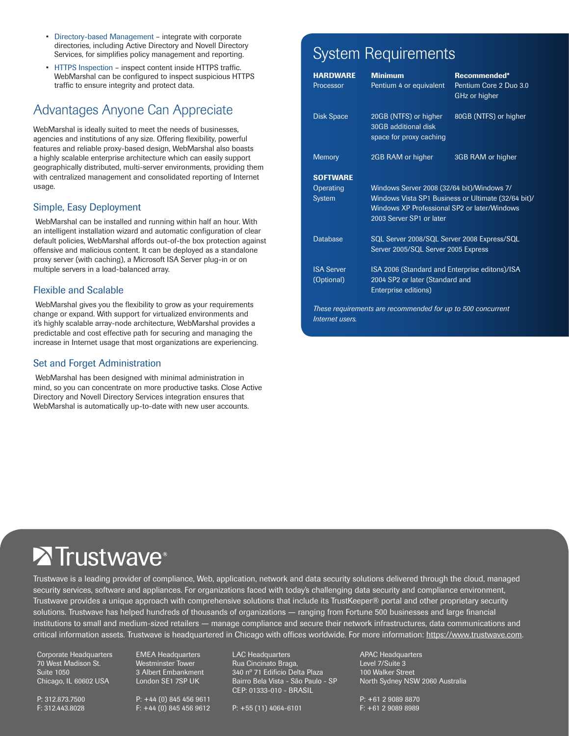- Directory-based Management – integrate with corporate directories, including Active Directory and Novell Directory Services, for simplifies policy management and reporting.
- HTTPS Inspection – inspect content inside HTTPS traffic. WebMarshal can be configured to inspect suspicious HTTPS traffic to ensure integrity and protect data.

## Advantages Anyone Can Appreciate

WebMarshal is ideally suited to meet the needs of businesses, agencies and institutions of any size. Offering flexibility, powerful features and reliable proxy-based design, WebMarshal also boasts a highly scalable enterprise architecture which can easily support geographically distributed, multi-server environments, providing them with centralized management and consolidated reporting of Internet usage.

### Simple, Easy Deployment

WebMarshal can be installed and running within half an hour. With an intelligent installation wizard and automatic configuration of clear default policies, WebMarshal affords out-of-the box protection against offensive and malicious content. It can be deployed as a standalone proxy server (with caching), a Microsoft ISA Server plug-in or on multiple servers in a load-balanced array.

### Flexible and Scalable

WebMarshal gives you the flexibility to grow as your requirements change or expand. With support for virtualized environments and it's highly scalable array-node architecture, WebMarshal provides a predictable and cost effective path for securing and managing the increase in Internet usage that most organizations are experiencing.

### Set and Forget Administration

WebMarshal has been designed with minimal administration in mind, so you can concentrate on more productive tasks. Close Active Directory and Novell Directory Services integration ensures that WebMarshal is automatically up-to-date with new user accounts.

## System Requirements

| **HARDWARE** | **Minimum** | **Recommended*** |
|---|---|---|
| Processor | Pentium 4 or equivalent | Pentium Core 2 Duo 3.0 GHz or higher |
| Disk Space | 20GB (NTFS) or higher 30GB additional disk space for proxy caching | 80GB (NTFS) or higher |
| Memory | 2GB RAM or higher | 3GB RAM or higher |
| **SOFTWARE** | | |
| Operating System | Windows Server 2008 (32/64 bit)/Windows 7/ Windows Vista SP1 Business or Ultimate (32/64 bit)/ Windows XP Professional SP2 or later/Windows 2003 Server SP1 or later | |
| Database | SQL Server 2008/SQL Server 2008 Express/SQL Server 2005/SQL Server 2005 Express | |
| ISA Server (Optional) | ISA 2006 (Standard and Enterprise editons)/ISA 2004 SP2 or later (Standard and Enterprise editions) | |

*These requirements are recommended for up to 500 concurrent Internet users.*

# Trustwave®

Trustwave is a leading provider of compliance, Web, application, network and data security solutions delivered through the cloud, managed security services, software and appliances. For organizations faced with today's challenging data security and compliance environment, Trustwave provides a unique approach with comprehensive solutions that include its TrustKeeper® portal and other proprietary security solutions. Trustwave has helped hundreds of thousands of organizations — ranging from Fortune 500 businesses and large financial institutions to small and medium-sized retailers — manage compliance and secure their network infrastructures, data communications and critical information assets. Trustwave is headquartered in Chicago with offices worldwide. For more information: https://www.trustwave.com.

Corporate Headquarters
70 West Madison St.
Suite 1050
Chicago, IL 60602 USA

P: 312.873.7500
F: 312.443.8028

EMEA Headquarters
Westminster Tower
3 Albert Embankment
London SE1 7SP UK

P: +44 (0) 845 456 9611
F: +44 (0) 845 456 9612

LAC Headquarters
Rua Cincinato Braga,
340 nº 71 Edificio Delta Plaza
Bairro Bela Vista - São Paulo - SP
CEP: 01333-010 - BRASIL

P: +55 (11) 4064-6101

APAC Headquarters
Level 7/Suite 3
100 Walker Street
North Sydney NSW 2060 Australia

P: +61 2 9089 8870
F: +61 2 9089 8989